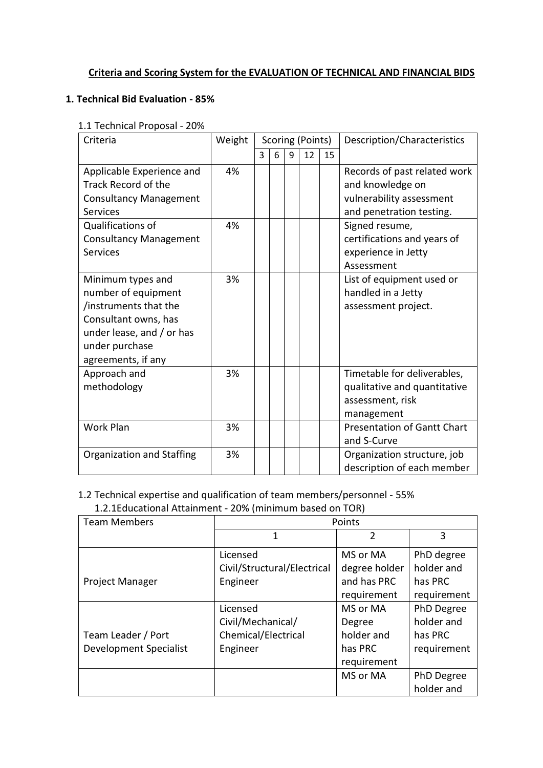## Criteria and Scoring System for the EVALUATION OF TECHNICAL AND FINANCIAL BIDS

### 1. Technical Bid Evaluation - 85%

1.1 Technical Proposal - 20%

| Criteria | Weight | Scoring (Points) | | | | | Description/Characteristics |
|---|---|---|---|---|---|---|---|
| | | 3 | 6 | 9 | 12 | 15 | |
| Applicable Experience and Track Record of the Consultancy Management Services | 4% | | | | | | Records of past related work and knowledge on vulnerability assessment and penetration testing. |
| Qualifications of Consultancy Management Services | 4% | | | | | | Signed resume, certifications and years of experience in Jetty Assessment |
| Minimum types and number of equipment /instruments that the Consultant owns, has under lease, and / or has under purchase agreements, if any | 3% | | | | | | List of equipment used or handled in a Jetty assessment project. |
| Approach and methodology | 3% | | | | | | Timetable for deliverables, qualitative and quantitative assessment, risk management |
| Work Plan | 3% | | | | | | Presentation of Gantt Chart and S-Curve |
| Organization and Staffing | 3% | | | | | | Organization structure, job description of each member |

1.2 Technical expertise and qualification of team members/personnel - 55%

1.2.1Educational Attainment - 20% (minimum based on TOR)

| Team Members | Points | | |
|---|---|---|---|
| | 1 | 2 | 3 |
| Project Manager | Licensed Civil/Structural/Electrical Engineer | MS or MA degree holder and has PRC requirement | PhD degree holder and has PRC requirement |
| Team Leader / Port Development Specialist | Licensed Civil/Mechanical/ Chemical/Electrical Engineer | MS or MA Degree holder and has PRC requirement | PhD Degree holder and has PRC requirement |
| | | MS or MA | PhD Degree holder and |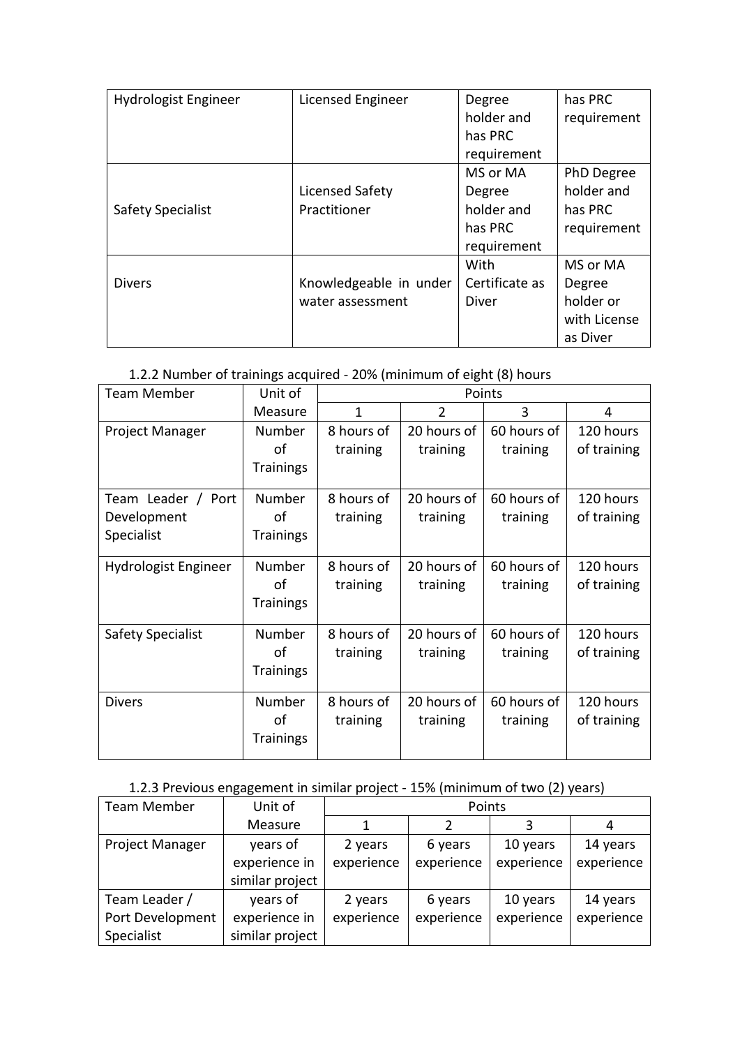| Hydrologist Engineer | Licensed Engineer | Degree holder and has PRC requirement | has PRC requirement |
|---|---|---|---|
| Safety Specialist | Licensed Safety Practitioner | MS or MA Degree holder and has PRC requirement | PhD Degree holder and has PRC requirement |
| Divers | Knowledgeable in under water assessment | With Certificate as Diver | MS or MA Degree holder or with License as Diver |

1.2.2 Number of trainings acquired - 20% (minimum of eight (8) hours

| Team Member | Unit of Measure | Points | | | |
|---|---|---|---|---|---|
| | | 1 | 2 | 3 | 4 |
| Project Manager | Number of Trainings | 8 hours of training | 20 hours of training | 60 hours of training | 120 hours of training |
| Team Leader / Port Development Specialist | Number of Trainings | 8 hours of training | 20 hours of training | 60 hours of training | 120 hours of training |
| Hydrologist Engineer | Number of Trainings | 8 hours of training | 20 hours of training | 60 hours of training | 120 hours of training |
| Safety Specialist | Number of Trainings | 8 hours of training | 20 hours of training | 60 hours of training | 120 hours of training |
| Divers | Number of Trainings | 8 hours of training | 20 hours of training | 60 hours of training | 120 hours of training |

1.2.3 Previous engagement in similar project - 15% (minimum of two (2) years)

| Team Member | Unit of Measure | Points | | | |
|---|---|---|---|---|---|
| | | 1 | 2 | 3 | 4 |
| Project Manager | years of experience in similar project | 2 years experience | 6 years experience | 10 years experience | 14 years experience |
| Team Leader / Port Development Specialist | years of experience in similar project | 2 years experience | 6 years experience | 10 years experience | 14 years experience |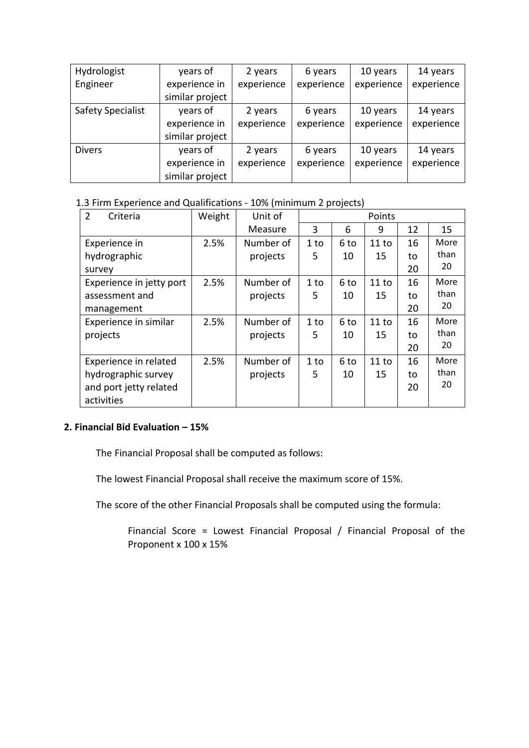| | | | | | |
|---|---|---|---|---|---|
| Hydrologist Engineer | years of experience in similar project | 2 years experience | 6 years experience | 10 years experience | 14 years experience |
| Safety Specialist | years of experience in similar project | 2 years experience | 6 years experience | 10 years experience | 14 years experience |
| Divers | years of experience in similar project | 2 years experience | 6 years experience | 10 years experience | 14 years experience |

1.3 Firm Experience and Qualifications - 10% (minimum 2 projects)

| 2 Criteria | Weight | Unit of Measure | Points | | | | |
|---|---|---|---|---|---|---|---|
| | | | 3 | 6 | 9 | 12 | 15 |
| Experience in hydrographic survey | 2.5% | Number of projects | 1 to 5 | 6 to 10 | 11 to 15 | 16 to 20 | More than 20 |
| Experience in jetty port assessment and management | 2.5% | Number of projects | 1 to 5 | 6 to 10 | 11 to 15 | 16 to 20 | More than 20 |
| Experience in similar projects | 2.5% | Number of projects | 1 to 5 | 6 to 10 | 11 to 15 | 16 to 20 | More than 20 |
| Experience in related hydrographic survey and port jetty related activities | 2.5% | Number of projects | 1 to 5 | 6 to 10 | 11 to 15 | 16 to 20 | More than 20 |

**2. Financial Bid Evaluation – 15%**

The Financial Proposal shall be computed as follows:

The lowest Financial Proposal shall receive the maximum score of 15%.

The score of the other Financial Proposals shall be computed using the formula:

Financial Score = Lowest Financial Proposal / Financial Proposal of the Proponent x 100 x 15%